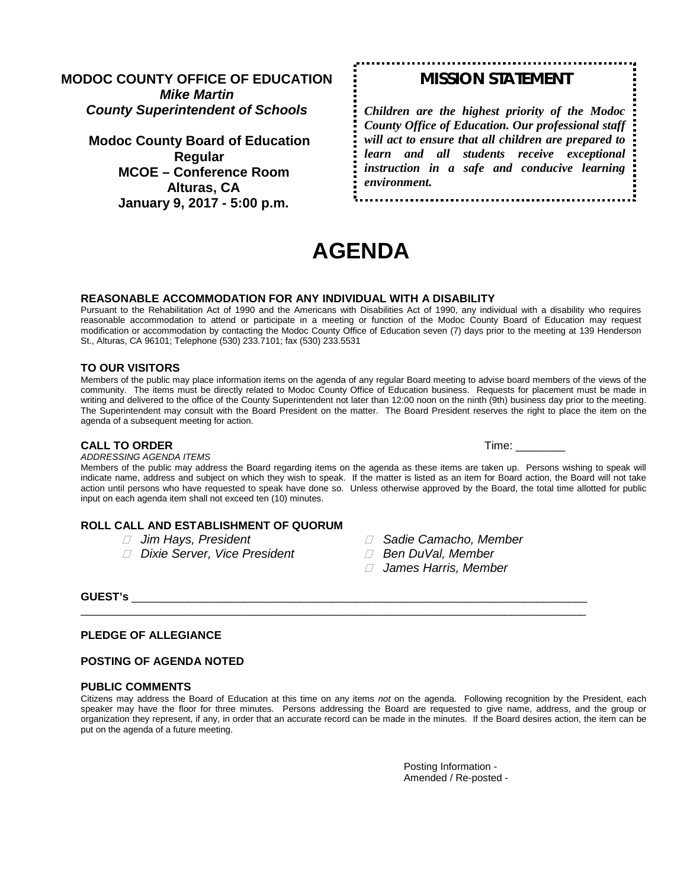**MODOC COUNTY OFFICE OF EDUCATION**
***Mike Martin***
***County Superintendent of Schools***

**Modoc County Board of Education**
**Regular**
**MCOE – Conference Room**
**Alturas, CA**
**January 9, 2017 - 5:00 p.m.**

## MISSION STATEMENT

***Children are the highest priority of the Modoc County Office of Education. Our professional staff will act to ensure that all children are prepared to learn and all students receive exceptional instruction in a safe and conducive learning environment.***

# AGENDA

### REASONABLE ACCOMMODATION FOR ANY INDIVIDUAL WITH A DISABILITY

Pursuant to the Rehabilitation Act of 1990 and the Americans with Disabilities Act of 1990, any individual with a disability who requires reasonable accommodation to attend or participate in a meeting or function of the Modoc County Board of Education may request modification or accommodation by contacting the Modoc County Office of Education seven (7) days prior to the meeting at 139 Henderson St., Alturas, CA 96101; Telephone (530) 233.7101; fax (530) 233.5531

### TO OUR VISITORS

Members of the public may place information items on the agenda of any regular Board meeting to advise board members of the views of the community. The items must be directly related to Modoc County Office of Education business. Requests for placement must be made in writing and delivered to the office of the County Superintendent not later than 12:00 noon on the ninth (9th) business day prior to the meeting. The Superintendent may consult with the Board President on the matter. The Board President reserves the right to place the item on the agenda of a subsequent meeting for action.

### CALL TO ORDER

Time: ________

*ADDRESSING AGENDA ITEMS*

Members of the public may address the Board regarding items on the agenda as these items are taken up. Persons wishing to speak will indicate name, address and subject on which they wish to speak. If the matter is listed as an item for Board action, the Board will not take action until persons who have requested to speak have done so. Unless otherwise approved by the Board, the total time allotted for public input on each agenda item shall not exceed ten (10) minutes.

### ROLL CALL AND ESTABLISHMENT OF QUORUM

- *Jim Hays, President*
- *Dixie Server, Vice President*
- *Sadie Camacho, Member*
- *Ben DuVal, Member*
- *James Harris, Member*

**GUEST's** ______________________________________________________________________________

__________________________________________________________________________________________

### PLEDGE OF ALLEGIANCE

### POSTING OF AGENDA NOTED

### PUBLIC COMMENTS

Citizens may address the Board of Education at this time on any items *not* on the agenda. Following recognition by the President, each speaker may have the floor for three minutes. Persons addressing the Board are requested to give name, address, and the group or organization they represent, if any, in order that an accurate record can be made in the minutes. If the Board desires action, the item can be put on the agenda of a future meeting.

Posting Information -
Amended / Re-posted -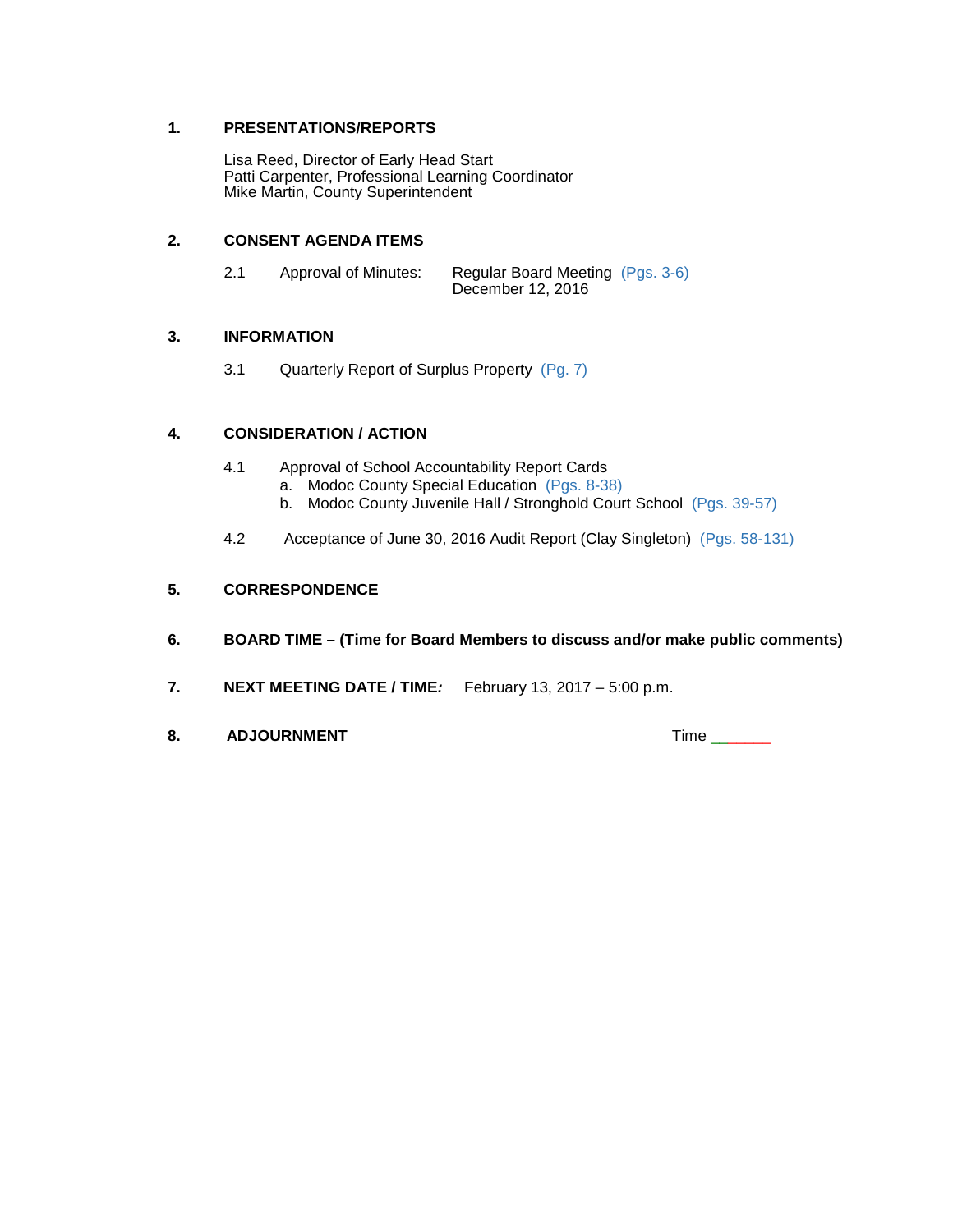## 1. PRESENTATIONS/REPORTS

Lisa Reed, Director of Early Head Start
Patti Carpenter, Professional Learning Coordinator
Mike Martin, County Superintendent

## 2. CONSENT AGENDA ITEMS

2.1 Approval of Minutes: Regular Board Meeting (Pgs. 3-6)
December 12, 2016

## 3. INFORMATION

3.1 Quarterly Report of Surplus Property (Pg. 7)

## 4. CONSIDERATION / ACTION

4.1 Approval of School Accountability Report Cards
- a. Modoc County Special Education (Pgs. 8-38)
- b. Modoc County Juvenile Hall / Stronghold Court School (Pgs. 39-57)

4.2 Acceptance of June 30, 2016 Audit Report (Clay Singleton) (Pgs. 58-131)

## 5. CORRESPONDENCE

## 6. BOARD TIME – (Time for Board Members to discuss and/or make public comments)

## 7. NEXT MEETING DATE / TIME: February 13, 2017 – 5:00 p.m.

## 8. ADJOURNMENT

Time _______